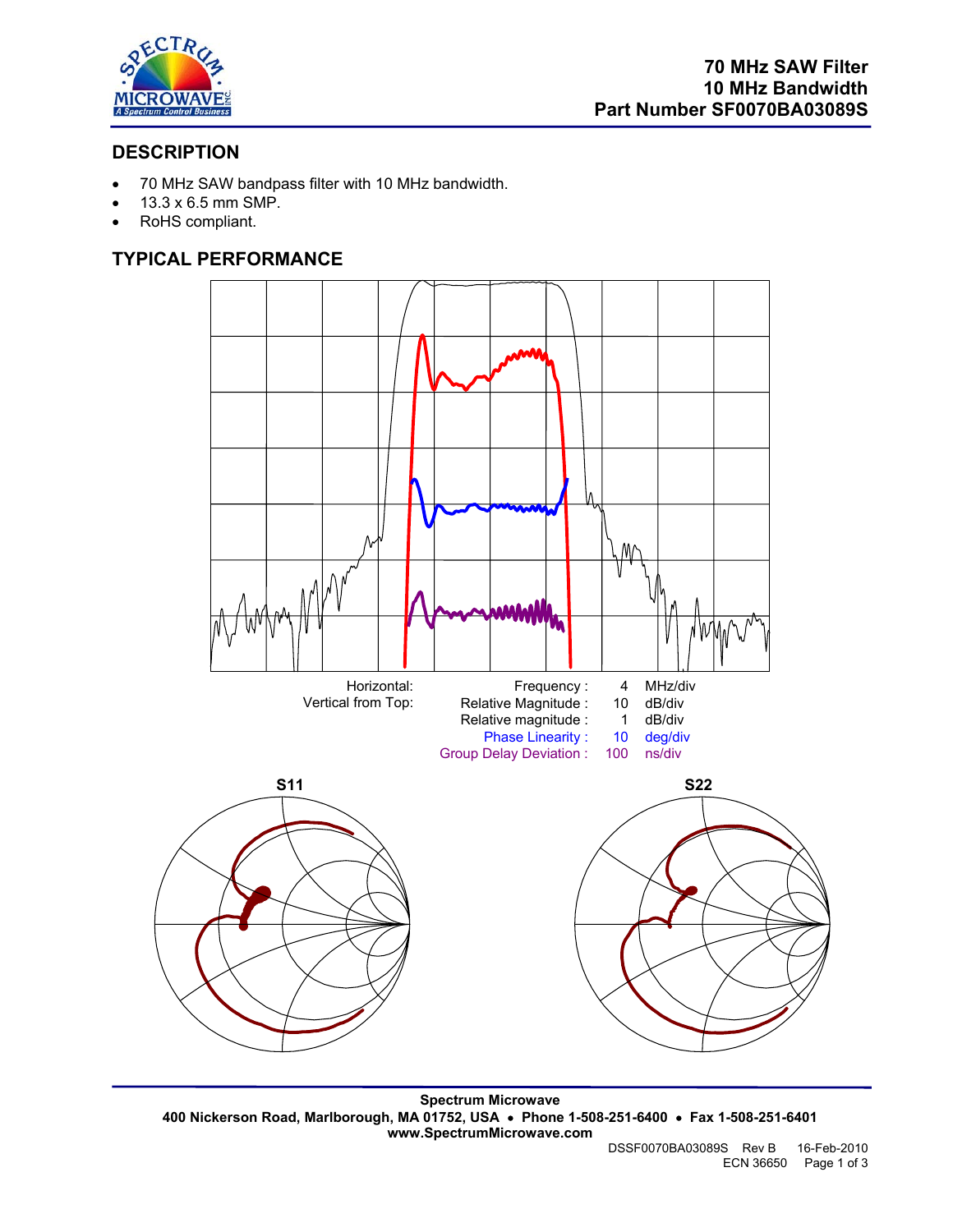# 70 MHz SAW Filter
# 10 MHz Bandwidth
# Part Number SF0070BA03089S

## DESCRIPTION

- 70 MHz SAW bandpass filter with 10 MHz bandwidth.
- 13.3 x 6.5 mm SMP.
- RoHS compliant.

## TYPICAL PERFORMANCE

| | | | |
|---|---|---|---|
| Horizontal: | Frequency : | 4 | MHz/div |
| Vertical from Top: | Relative Magnitude : | 10 | dB/div |
| | Relative magnitude : | 1 | dB/div |
| | Phase Linearity : | 10 | deg/div |
| | Group Delay Deviation : | 100 | ns/div |

S11

S22

**Spectrum Microwave**
**400 Nickerson Road, Marlborough, MA 01752, USA • Phone 1-508-251-6400 • Fax 1-508-251-6401**
**www.SpectrumMicrowave.com**

DSSF0070BA03089S Rev B 16-Feb-2010
ECN 36650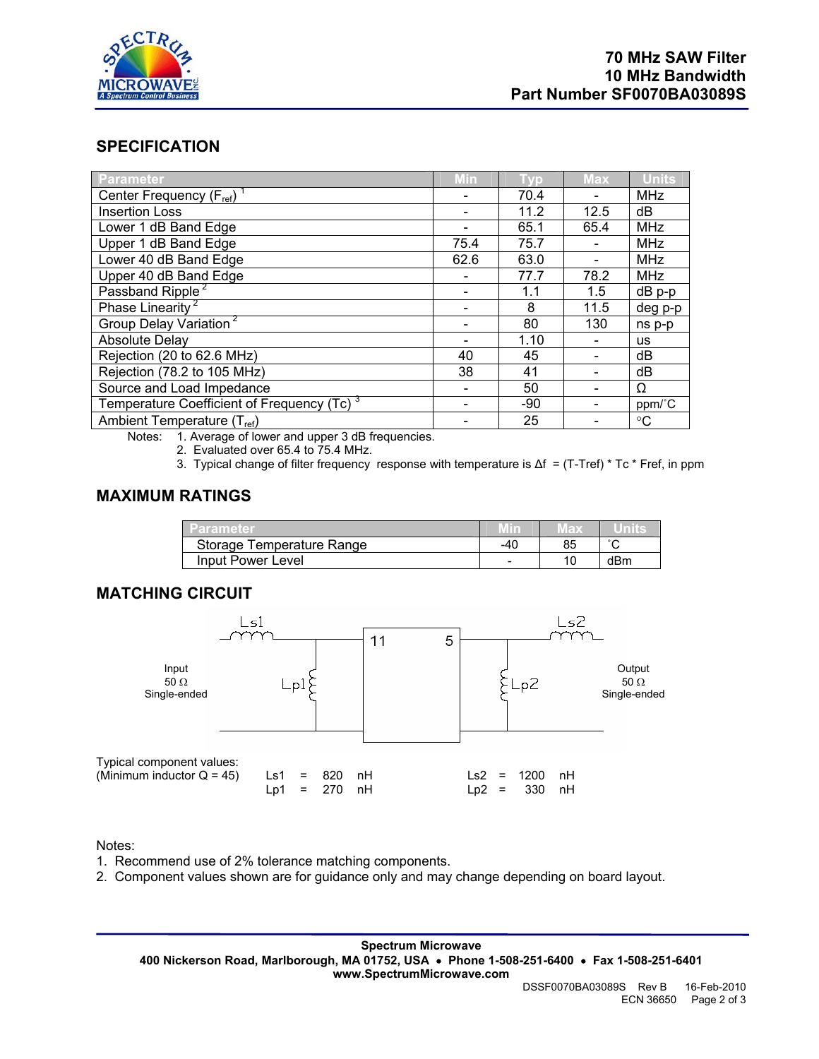**70 MHz SAW Filter**
**10 MHz Bandwidth**
**Part Number SF0070BA03089S**

## SPECIFICATION

| Parameter | Min | Typ | Max | Units |
|---|---|---|---|---|
| Center Frequency ($F_{ref}$) [1] | - | 70.4 | - | MHz |
| Insertion Loss | - | 11.2 | 12.5 | dB |
| Lower 1 dB Band Edge | - | 65.1 | 65.4 | MHz |
| Upper 1 dB Band Edge | 75.4 | 75.7 | - | MHz |
| Lower 40 dB Band Edge | 62.6 | 63.0 | - | MHz |
| Upper 40 dB Band Edge | - | 77.7 | 78.2 | MHz |
| Passband Ripple [2] | - | 1.1 | 1.5 | dB p-p |
| Phase Linearity [2] | - | 8 | 11.5 | deg p-p |
| Group Delay Variation [2] | - | 80 | 130 | ns p-p |
| Absolute Delay | - | 1.10 | - | us |
| Rejection (20 to 62.6 MHz) | 40 | 45 | - | dB |
| Rejection (78.2 to 105 MHz) | 38 | 41 | - | dB |
| Source and Load Impedance | - | 50 | - | Ω |
| Temperature Coefficient of Frequency (Tc) [3] | - | -90 | - | ppm/˚C |
| Ambient Temperature ($T_{ref}$) | - | 25 | - | °C |

Notes:
1. Average of lower and upper 3 dB frequencies.
2. Evaluated over 65.4 to 75.4 MHz.
3. Typical change of filter frequency response with temperature is $\Delta f = (T-T_{ref}) * T_c * F_{ref}$, in ppm

## MAXIMUM RATINGS

| Parameter | Min | Max | Units |
|---|---|---|---|
| Storage Temperature Range | -40 | 85 | ˚C |
| Input Power Level | - | 10 | dBm |

## MATCHING CIRCUIT

Input 50 Ω Single-ended — Ls1 — Lp1 — pin 11 [SAW filter] pin 5 — Lp2 — Ls2 — Output 50 Ω Single-ended

Typical component values:
(Minimum inductor Q = 45)

| | | | | | |
|---|---|---|---|---|---|
| Ls1 = | 820 | nH | Ls2 = | 1200 | nH |
| Lp1 = | 270 | nH | Lp2 = | 330 | nH |

Notes:
1. Recommend use of 2% tolerance matching components.
2. Component values shown are for guidance only and may change depending on board layout.

**Spectrum Microwave**
**400 Nickerson Road, Marlborough, MA 01752, USA • Phone 1-508-251-6400 • Fax 1-508-251-6401**
**www.SpectrumMicrowave.com**

DSSF0070BA03089S Rev B 16-Feb-2010
ECN 36650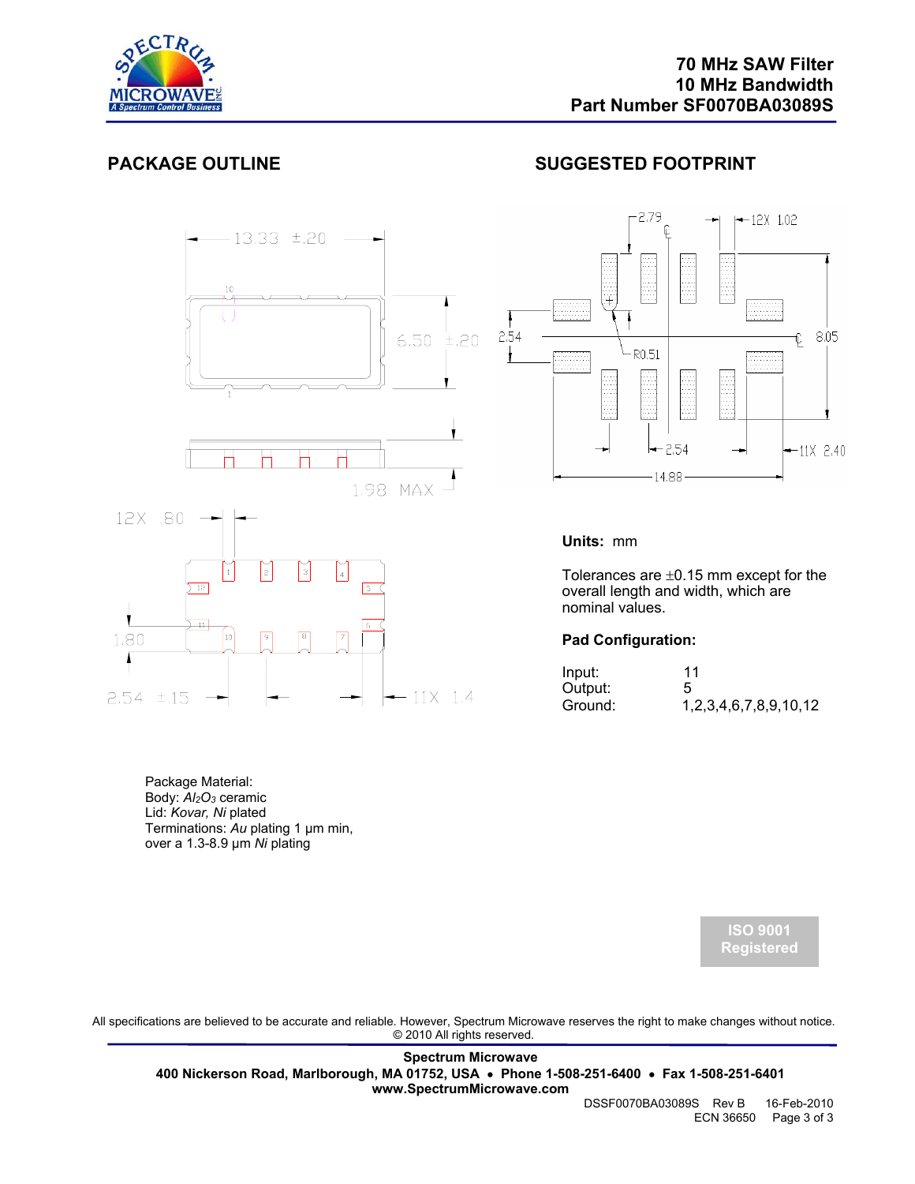**70 MHz SAW Filter**
**10 MHz Bandwidth**
**Part Number SF0070BA03089S**

## PACKAGE OUTLINE

13.33 ±.20

6.50 ±.20

1.98 MAX

12X .80

1.80

2.54 ±.15

11X 1.4

## SUGGESTED FOOTPRINT

2.79

12X 1.02

2.54

R0.51

8.05

2.54

11X 2.40

14.88

**Units:** mm

Tolerances are ±0.15 mm except for the overall length and width, which are nominal values.

**Pad Configuration:**

| | |
|---|---|
| Input: | 11 |
| Output: | 5 |
| Ground: | 1,2,3,4,6,7,8,9,10,12 |

Package Material:
Body: *$Al_2O_3$* ceramic
Lid: *Kovar, Ni* plated
Terminations: *Au* plating 1 µm min, over a 1.3-8.9 µm *Ni* plating

ISO 9001 Registered

All specifications are believed to be accurate and reliable. However, Spectrum Microwave reserves the right to make changes without notice. © 2010 All rights reserved.

**Spectrum Microwave**
**400 Nickerson Road, Marlborough, MA 01752, USA • Phone 1-508-251-6400 • Fax 1-508-251-6401**
**www.SpectrumMicrowave.com**

DSSF0070BA03089S Rev B 16-Feb-2010
ECN 36650